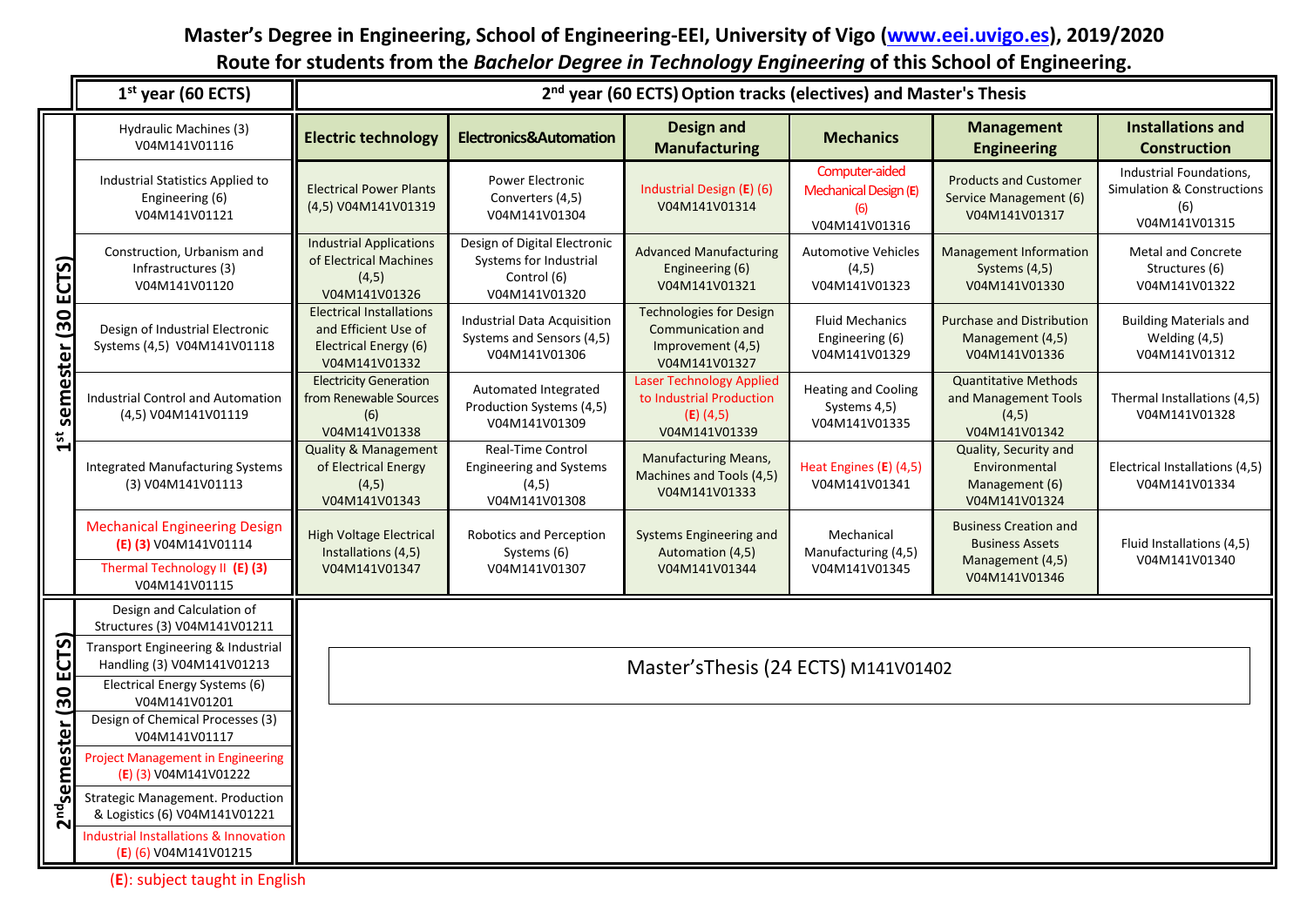# Master's Degree in Engineering, School of Engineering-EEI, University of Vigo (www.eei.uvigo.es), 2019/2020

## Route for students from the *Bachelor Degree in Technology Engineering* of this School of Engineering.

| | 1st year (60 ECTS) | 2nd year (60 ECTS) Option tracks (electives) and Master's Thesis | | | | | |
|---|---|---|---|---|---|---|---|
| 1st semester (30 ECTS) | Hydraulic Machines (3) V04M141V01116 | **Electric technology** | **Electronics&Automation** | **Design and Manufacturing** | **Mechanics** | **Management Engineering** | **Installations and Construction** |
| | Industrial Statistics Applied to Engineering (6) V04M141V01121 | Electrical Power Plants (4,5) V04M141V01319 | Power Electronic Converters (4,5) V04M141V01304 | Industrial Design (**E**) (6) V04M141V01314 | Computer-aided Mechanical Design (**E**) (6) V04M141V01316 | Products and Customer Service Management (6) V04M141V01317 | Industrial Foundations, Simulation & Constructions (6) V04M141V01315 |
| | Construction, Urbanism and Infrastructures (3) V04M141V01120 | Industrial Applications of Electrical Machines (4,5) V04M141V01326 | Design of Digital Electronic Systems for Industrial Control (6) V04M141V01320 | Advanced Manufacturing Engineering (6) V04M141V01321 | Automotive Vehicles (4,5) V04M141V01323 | Management Information Systems (4,5) V04M141V01330 | Metal and Concrete Structures (6) V04M141V01322 |
| | Design of Industrial Electronic Systems (4,5) V04M141V01118 | Electrical Installations and Efficient Use of Electrical Energy (6) V04M141V01332 | Industrial Data Acquisition Systems and Sensors (4,5) V04M141V01306 | Technologies for Design Communication and Improvement (4,5) V04M141V01327 | Fluid Mechanics Engineering (6) V04M141V01329 | Purchase and Distribution Management (4,5) V04M141V01336 | Building Materials and Welding (4,5) V04M141V01312 |
| | Industrial Control and Automation (4,5) V04M141V01119 | Electricity Generation from Renewable Sources (6) V04M141V01338 | Automated Integrated Production Systems (4,5) V04M141V01309 | Laser Technology Applied to Industrial Production (**E**) (4,5) V04M141V01339 | Heating and Cooling Systems 4,5) V04M141V01335 | Quantitative Methods and Management Tools (4,5) V04M141V01342 | Thermal Installations (4,5) V04M141V01328 |
| | Integrated Manufacturing Systems (3) V04M141V01113 | Quality & Management of Electrical Energy (4,5) V04M141V01343 | Real-Time Control Engineering and Systems (4,5) V04M141V01308 | Manufacturing Means, Machines and Tools (4,5) V04M141V01333 | Heat Engines (**E**) (4,5) V04M141V01341 | Quality, Security and Environmental Management (6) V04M141V01324 | Electrical Installations (4,5) V04M141V01334 |
| | Mechanical Engineering Design (**E**) (**3**) V04M141V01114; Thermal Technology II (**E**) (**3**) V04M141V01115 | High Voltage Electrical Installations (4,5) V04M141V01347 | Robotics and Perception Systems (6) V04M141V01307 | Systems Engineering and Automation (4,5) V04M141V01344 | Mechanical Manufacturing (4,5) V04M141V01345 | Business Creation and Business Assets Management (4,5) V04M141V01346 | Fluid Installations (4,5) V04M141V01340 |
| 2nd semester (30 ECTS) | Design and Calculation of Structures (3) V04M141V01211 | Master'sThesis (24 ECTS) M141V01402 | | | | | |
| | Transport Engineering & Industrial Handling (3) V04M141V01213 | | | | | | |
| | Electrical Energy Systems (6) V04M141V01201 | | | | | | |
| | Design of Chemical Processes (3) V04M141V01117 | | | | | | |
| | Project Management in Engineering (**E**) (3) V04M141V01222 | | | | | | |
| | Strategic Management. Production & Logistics (6) V04M141V01221 | | | | | | |
| | Industrial Installations & Innovation (**E**) (6) V04M141V01215 | | | | | | |

(**E**): subject taught in English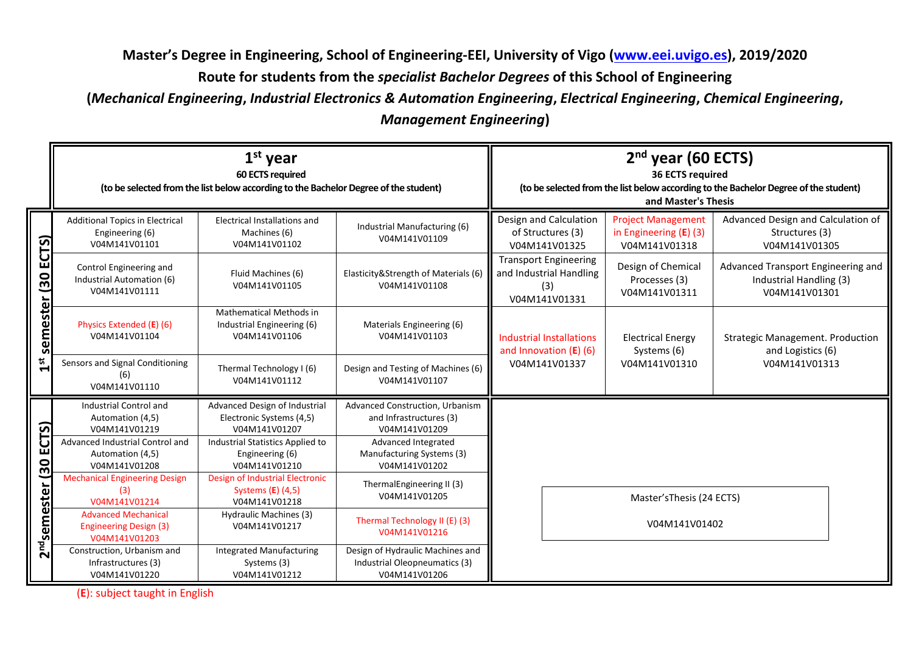**Master's Degree in Engineering, School of Engineering-EEI, University of Vigo ([www.eei.uvigo.es](http://www.eei.uvigo.es)), 2019/2020**

**Route for students from the *specialist Bachelor Degrees* of this School of Engineering**

**(*Mechanical Engineering*, *Industrial Electronics & Automation Engineering*, *Electrical Engineering*, *Chemical Engineering*, *Management Engineering*)**

| | 1st year<br>60 ECTS required<br>(to be selected from the list below according to the Bachelor Degree of the student) | | | 2nd year (60 ECTS)<br>36 ECTS required<br>(to be selected from the list below according to the Bachelor Degree of the student)<br>and Master's Thesis | | |
|---|---|---|---|---|---|---|
| 1st semester (30 ECTS) | Additional Topics in Electrical Engineering (6)<br>V04M141V01101 | Electrical Installations and Machines (6)<br>V04M141V01102 | Industrial Manufacturing (6)<br>V04M141V01109 | Design and Calculation of Structures (3)<br>V04M141V01325 | Project Management in Engineering (E) (3)<br>V04M141V01318 | Advanced Design and Calculation of Structures (3)<br>V04M141V01305 |
| | Control Engineering and Industrial Automation (6)<br>V04M141V01111 | Fluid Machines (6)<br>V04M141V01105 | Elasticity&Strength of Materials (6)<br>V04M141V01108 | Transport Engineering and Industrial Handling (3)<br>V04M141V01331 | Design of Chemical Processes (3)<br>V04M141V01311 | Advanced Transport Engineering and Industrial Handling (3)<br>V04M141V01301 |
| | Physics Extended (E) (6)<br>V04M141V01104 | Mathematical Methods in Industrial Engineering (6)<br>V04M141V01106 | Materials Engineering (6)<br>V04M141V01103 | Industrial Installations and Innovation (E) (6)<br>V04M141V01337 | Electrical Energy Systems (6)<br>V04M141V01310 | Strategic Management. Production and Logistics (6)<br>V04M141V01313 |
| | Sensors and Signal Conditioning (6)<br>V04M141V01110 | Thermal Technology I (6)<br>V04M141V01112 | Design and Testing of Machines (6)<br>V04M141V01107 | | | |
| 2nd semester (30 ECTS) | Industrial Control and Automation (4,5)<br>V04M141V01219 | Advanced Design of Industrial Electronic Systems (4,5)<br>V04M141V01207 | Advanced Construction, Urbanism and Infrastructures (3)<br>V04M141V01209 | Master'sThesis (24 ECTS)<br>V04M141V01402 | | |
| | Advanced Industrial Control and Automation (4,5)<br>V04M141V01208 | Industrial Statistics Applied to Engineering (6)<br>V04M141V01210 | Advanced Integrated Manufacturing Systems (3)<br>V04M141V01202 | | | |
| | Mechanical Engineering Design (3)<br>V04M141V01214 | Design of Industrial Electronic Systems (E) (4,5)<br>V04M141V01218 | ThermalEngineering II (3)<br>V04M141V01205 | | | |
| | Advanced Mechanical Engineering Design (3)<br>V04M141V01203 | Hydraulic Machines (3)<br>V04M141V01217 | Thermal Technology II (E) (3)<br>V04M141V01216 | | | |
| | Construction, Urbanism and Infrastructures (3)<br>V04M141V01220 | Integrated Manufacturing Systems (3)<br>V04M141V01212 | Design of Hydraulic Machines and Industrial Oleopneumatics (3)<br>V04M141V01206 | | | |

(E): subject taught in English